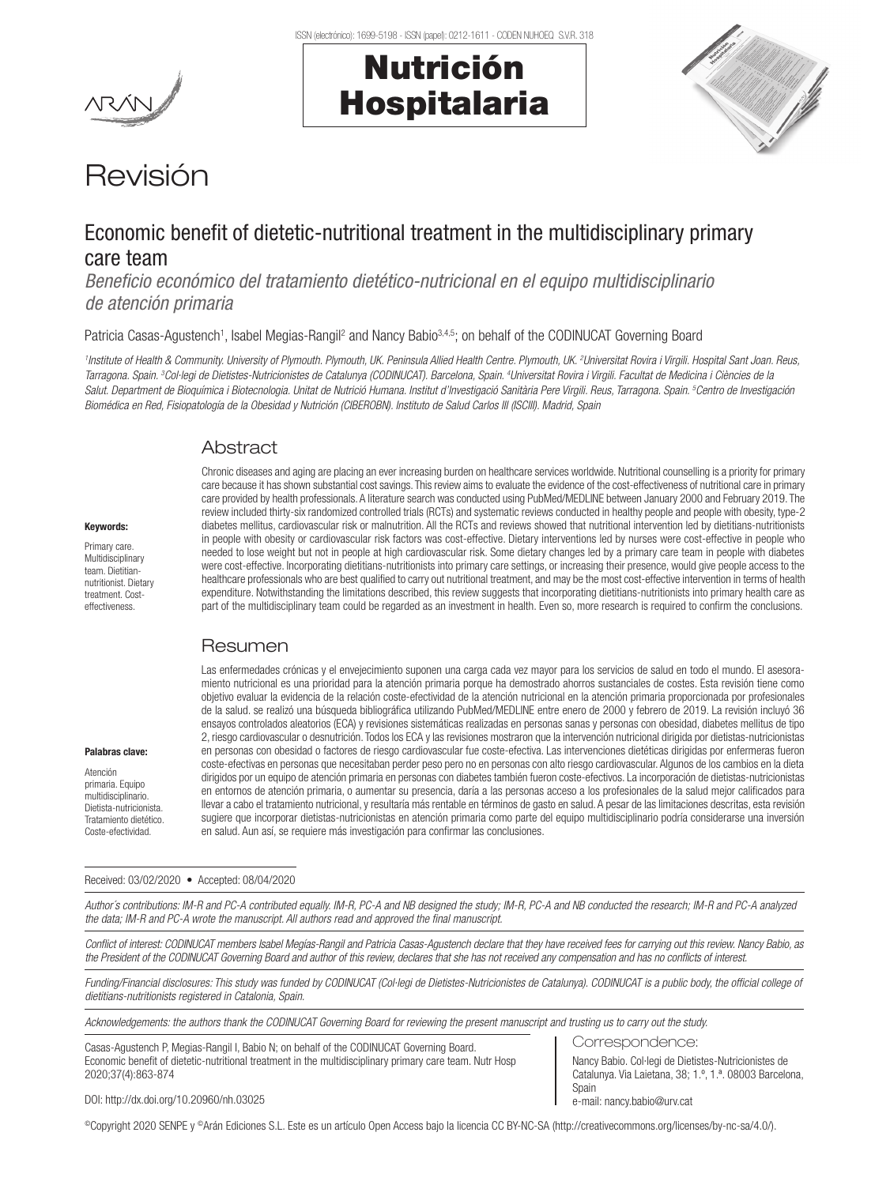# Revisión

## Economic benefit of dietetic-nutritional treatment in the multidisciplinary primary care team

*Beneficio económico del tratamiento dietético-nutricional en el equipo multidisciplinario de atención primaria*

Patricia Casas-Agustench[1], Isabel Megias-Rangil[2] and Nancy Babio[3,4,5]; on behalf of the CODINUCAT Governing Board

[1]*Institute of Health & Community. University of Plymouth. Plymouth, UK. Peninsula Allied Health Centre. Plymouth, UK.* [2]*Universitat Rovira i Virgili. Hospital Sant Joan. Reus, Tarragona. Spain.* [3]*Col·legi de Dietistes-Nutricionistes de Catalunya (CODINUCAT). Barcelona, Spain.* [4]*Universitat Rovira i Virgili. Facultat de Medicina i Ciències de la Salut. Department de Bioquímica i Biotecnologia. Unitat de Nutrició Humana. Institut d'Investigació Sanitària Pere Virgili. Reus, Tarragona. Spain.* [5]*Centro de Investigación Biomédica en Red, Fisiopatología de la Obesidad y Nutrición (CIBEROBN). Instituto de Salud Carlos III (ISCIII). Madrid, Spain*

### Abstract

Chronic diseases and aging are placing an ever increasing burden on healthcare services worldwide. Nutritional counselling is a priority for primary care because it has shown substantial cost savings. This review aims to evaluate the evidence of the cost-effectiveness of nutritional care in primary care provided by health professionals. A literature search was conducted using PubMed/MEDLINE between January 2000 and February 2019. The review included thirty-six randomized controlled trials (RCTs) and systematic reviews conducted in healthy people and people with obesity, type-2 diabetes mellitus, cardiovascular risk or malnutrition. All the RCTs and reviews showed that nutritional intervention led by dietitians-nutritionists in people with obesity or cardiovascular risk factors was cost-effective. Dietary interventions led by nurses were cost-effective in people who needed to lose weight but not in people at high cardiovascular risk. Some dietary changes led by a primary care team in people with diabetes were cost-effective. Incorporating dietitians-nutritionists into primary care settings, or increasing their presence, would give people access to the healthcare professionals who are best qualified to carry out nutritional treatment, and may be the most cost-effective intervention in terms of health expenditure. Notwithstanding the limitations described, this review suggests that incorporating dietitians-nutritionists into primary health care as part of the multidisciplinary team could be regarded as an investment in health. Even so, more research is required to confirm the conclusions.

**Keywords:**

Primary care. Multidisciplinary team. Dietitian-nutritionist. Dietary treatment. Cost-effectiveness.

### Resumen

Las enfermedades crónicas y el envejecimiento suponen una carga cada vez mayor para los servicios de salud en todo el mundo. El asesoramiento nutricional es una prioridad para la atención primaria porque ha demostrado ahorros sustanciales de costes. Esta revisión tiene como objetivo evaluar la evidencia de la relación coste-efectividad de la atención nutricional en la atención primaria proporcionada por profesionales de la salud. se realizó una búsqueda bibliográfica utilizando PubMed/MEDLINE entre enero de 2000 y febrero de 2019. La revisión incluyó 36 ensayos controlados aleatorios (ECA) y revisiones sistemáticas realizadas en personas sanas y personas con obesidad, diabetes mellitus de tipo 2, riesgo cardiovascular o desnutrición. Todos los ECA y las revisiones mostraron que la intervención nutricional dirigida por dietistas-nutricionistas en personas con obesidad o factores de riesgo cardiovascular fue coste-efectiva. Las intervenciones dietéticas dirigidas por enfermeras fueron coste-efectivas en personas que necesitaban perder peso pero no en personas con alto riesgo cardiovascular. Algunos de los cambios en la dieta dirigidos por un equipo de atención primaria en personas con diabetes también fueron coste-efectivos. La incorporación de dietistas-nutricionistas en entornos de atención primaria, o aumentar su presencia, daría a las personas acceso a los profesionales de la salud mejor calificados para llevar a cabo el tratamiento nutricional, y resultaría más rentable en términos de gasto en salud. A pesar de las limitaciones descritas, esta revisión sugiere que incorporar dietistas-nutricionistas en atención primaria como parte del equipo multidisciplinario podría considerarse una inversión en salud. Aun así, se requiere más investigación para confirmar las conclusiones.

**Palabras clave:**

Atención primaria. Equipo multidisciplinario. Dietista-nutricionista. Tratamiento dietético. Coste-efectividad.

---

Received: 03/02/2020 • Accepted: 08/04/2020

*Author´s contributions: IM-R and PC-A contributed equally. IM-R, PC-A and NB designed the study; IM-R, PC-A and NB conducted the research; IM-R and PC-A analyzed the data; IM-R and PC-A wrote the manuscript. All authors read and approved the final manuscript.*

*Conflict of interest: CODINUCAT members Isabel Megías-Rangil and Patricia Casas-Agustench declare that they have received fees for carrying out this review. Nancy Babio, as the President of the CODINUCAT Governing Board and author of this review, declares that she has not received any compensation and has no conflicts of interest.*

*Funding/Financial disclosures: This study was funded by CODINUCAT (Col·legi de Dietistes-Nutricionistes de Catalunya). CODINUCAT is a public body, the official college of dietitians-nutritionists registered in Catalonia, Spain.*

*Acknowledgements: the authors thank the CODINUCAT Governing Board for reviewing the present manuscript and trusting us to carry out the study.*

Casas-Agustench P, Megias-Rangil I, Babio N; on behalf of the CODINUCAT Governing Board. Economic benefit of dietetic-nutritional treatment in the multidisciplinary primary care team. Nutr Hosp 2020;37(4):863-874

DOI: http://dx.doi.org/10.20960/nh.03025

**Correspondence:**

Nancy Babio. Col·legi de Dietistes-Nutricionistes de Catalunya. Via Laietana, 38; 1.º, 1.ª. 08003 Barcelona, Spain

e-mail: nancy.babio@urv.cat

©Copyright 2020 SENPE y ©Arán Ediciones S.L. Este es un artículo Open Access bajo la licencia CC BY-NC-SA (http://creativecommons.org/licenses/by-nc-sa/4.0/).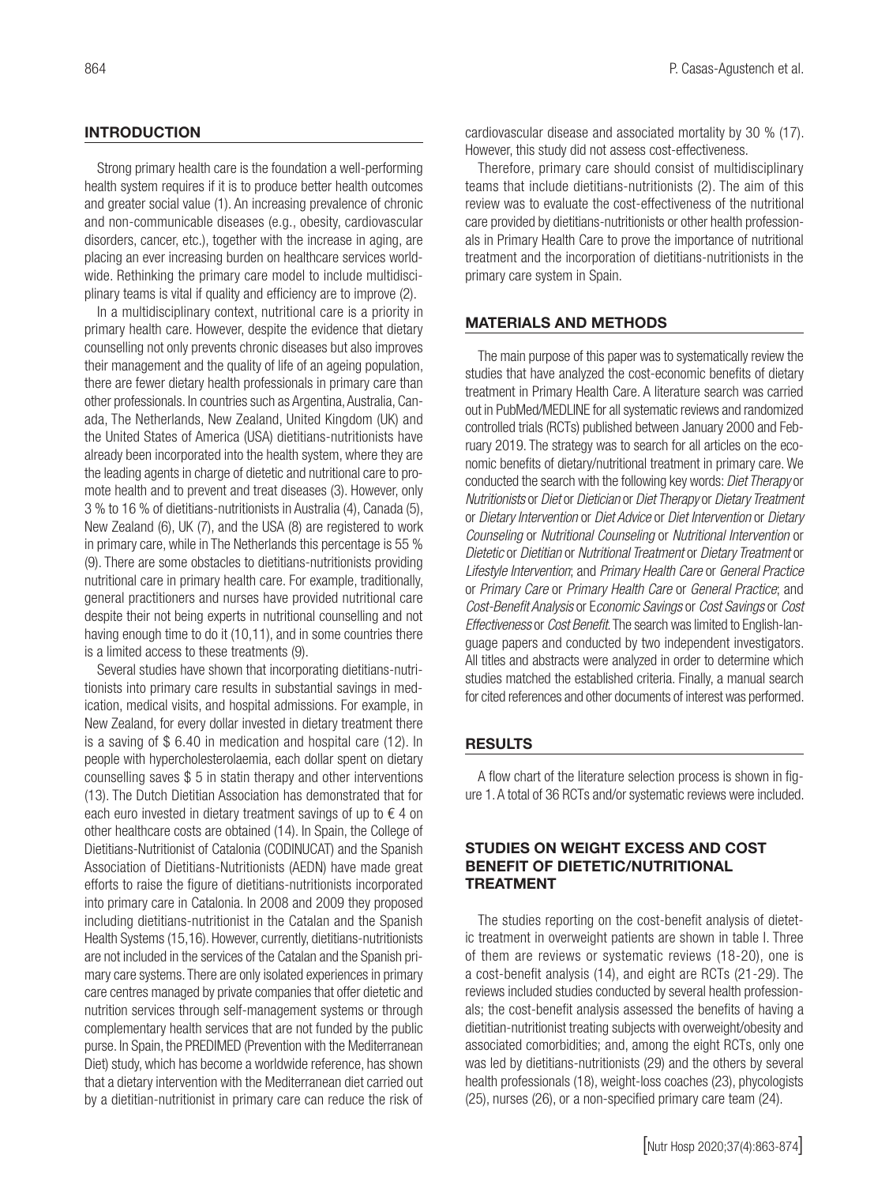## INTRODUCTION

Strong primary health care is the foundation a well-performing health system requires if it is to produce better health outcomes and greater social value (1). An increasing prevalence of chronic and non-communicable diseases (e.g., obesity, cardiovascular disorders, cancer, etc.), together with the increase in aging, are placing an ever increasing burden on healthcare services worldwide. Rethinking the primary care model to include multidisciplinary teams is vital if quality and efficiency are to improve (2).

In a multidisciplinary context, nutritional care is a priority in primary health care. However, despite the evidence that dietary counselling not only prevents chronic diseases but also improves their management and the quality of life of an ageing population, there are fewer dietary health professionals in primary care than other professionals. In countries such as Argentina, Australia, Canada, The Netherlands, New Zealand, United Kingdom (UK) and the United States of America (USA) dietitians-nutritionists have already been incorporated into the health system, where they are the leading agents in charge of dietetic and nutritional care to promote health and to prevent and treat diseases (3). However, only 3 % to 16 % of dietitians-nutritionists in Australia (4), Canada (5), New Zealand (6), UK (7), and the USA (8) are registered to work in primary care, while in The Netherlands this percentage is 55 % (9). There are some obstacles to dietitians-nutritionists providing nutritional care in primary health care. For example, traditionally, general practitioners and nurses have provided nutritional care despite their not being experts in nutritional counselling and not having enough time to do it (10,11), and in some countries there is a limited access to these treatments (9).

Several studies have shown that incorporating dietitians-nutritionists into primary care results in substantial savings in medication, medical visits, and hospital admissions. For example, in New Zealand, for every dollar invested in dietary treatment there is a saving of $ 6.40 in medication and hospital care (12). In people with hypercholesterolaemia, each dollar spent on dietary counselling saves $ 5 in statin therapy and other interventions (13). The Dutch Dietitian Association has demonstrated that for each euro invested in dietary treatment savings of up to € 4 on other healthcare costs are obtained (14). In Spain, the College of Dietitians-Nutritionist of Catalonia (CODINUCAT) and the Spanish Association of Dietitians-Nutritionists (AEDN) have made great efforts to raise the figure of dietitians-nutritionists incorporated into primary care in Catalonia. In 2008 and 2009 they proposed including dietitians-nutritionist in the Catalan and the Spanish Health Systems (15,16). However, currently, dietitians-nutritionists are not included in the services of the Catalan and the Spanish primary care systems. There are only isolated experiences in primary care centres managed by private companies that offer dietetic and nutrition services through self-management systems or through complementary health services that are not funded by the public purse. In Spain, the PREDIMED (Prevention with the Mediterranean Diet) study, which has become a worldwide reference, has shown that a dietary intervention with the Mediterranean diet carried out by a dietitian-nutritionist in primary care can reduce the risk of cardiovascular disease and associated mortality by 30 % (17). However, this study did not assess cost-effectiveness.

Therefore, primary care should consist of multidisciplinary teams that include dietitians-nutritionists (2). The aim of this review was to evaluate the cost-effectiveness of the nutritional care provided by dietitians-nutritionists or other health professionals in Primary Health Care to prove the importance of nutritional treatment and the incorporation of dietitians-nutritionists in the primary care system in Spain.

## MATERIALS AND METHODS

The main purpose of this paper was to systematically review the studies that have analyzed the cost-economic benefits of dietary treatment in Primary Health Care. A literature search was carried out in PubMed/MEDLINE for all systematic reviews and randomized controlled trials (RCTs) published between January 2000 and February 2019. The strategy was to search for all articles on the economic benefits of dietary/nutritional treatment in primary care. We conducted the search with the following key words: *Diet Therapy* or *Nutritionists* or *Diet* or *Dietician* or *Diet Therapy* or *Dietary Treatment* or *Dietary Intervention* or *Diet Advice* or *Diet Intervention* or *Dietary Counseling* or *Nutritional Counseling* or *Nutritional Intervention* or *Dietetic* or *Dietitian* or *Nutritional Treatment* or *Dietary Treatment* or *Lifestyle Intervention*; and *Primary Health Care* or *General Practice* or *Primary Care* or *Primary Health Care* or *General Practice*; and *Cost-Benefit Analysis* or *Economic Savings* or *Cost Savings* or *Cost Effectiveness* or *Cost Benefit*. The search was limited to English-language papers and conducted by two independent investigators. All titles and abstracts were analyzed in order to determine which studies matched the established criteria. Finally, a manual search for cited references and other documents of interest was performed.

## RESULTS

A flow chart of the literature selection process is shown in figure 1. A total of 36 RCTs and/or systematic reviews were included.

## STUDIES ON WEIGHT EXCESS AND COST BENEFIT OF DIETETIC/NUTRITIONAL TREATMENT

The studies reporting on the cost-benefit analysis of dietetic treatment in overweight patients are shown in table I. Three of them are reviews or systematic reviews (18-20), one is a cost-benefit analysis (14), and eight are RCTs (21-29). The reviews included studies conducted by several health professionals; the cost-benefit analysis assessed the benefits of having a dietitian-nutritionist treating subjects with overweight/obesity and associated comorbidities; and, among the eight RCTs, only one was led by dietitians-nutritionists (29) and the others by several health professionals (18), weight-loss coaches (23), phycologists (25), nurses (26), or a non-specified primary care team (24).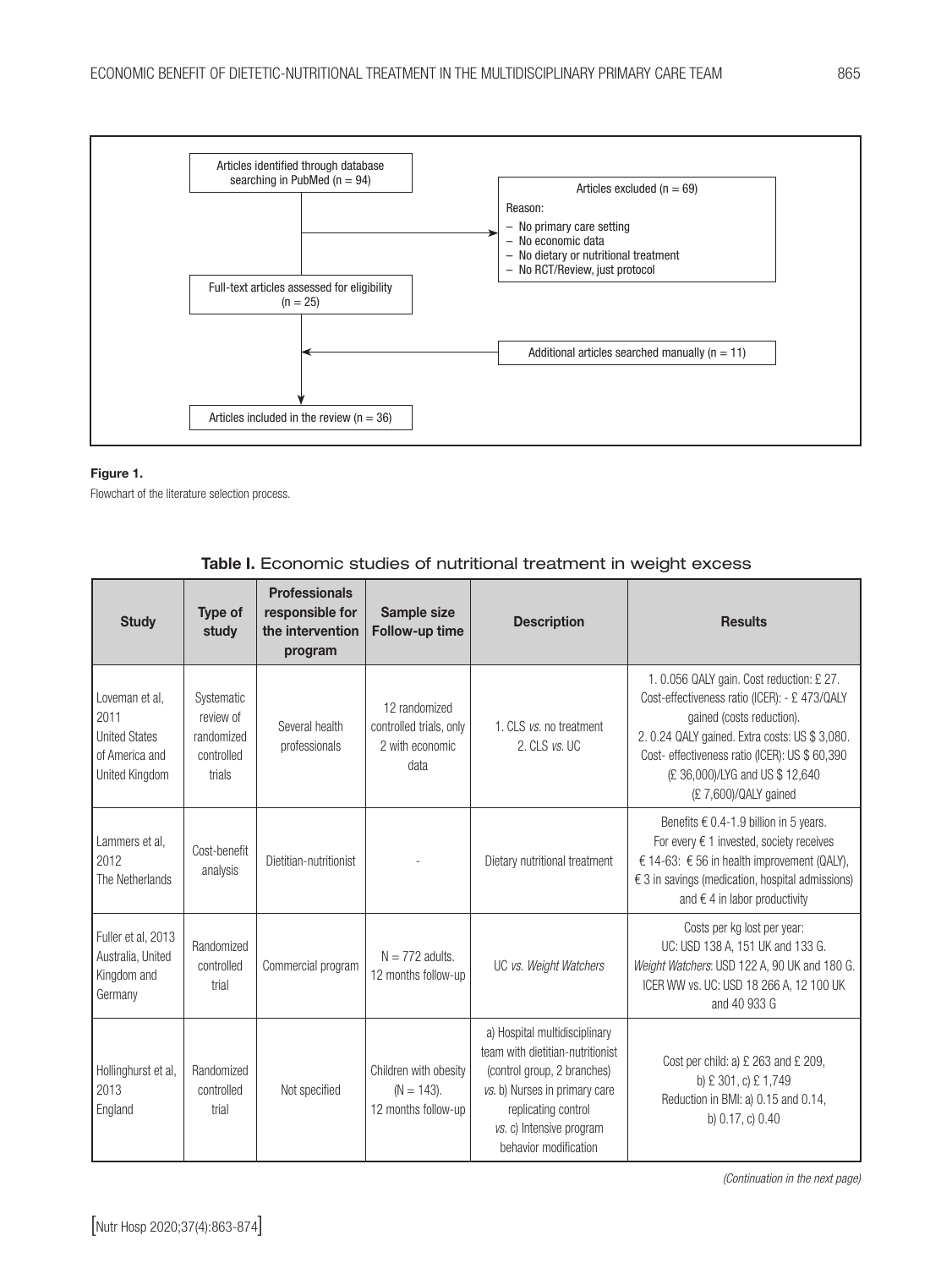Articles identified through database searching in PubMed (n = 94)

Articles excluded (n = 69)

Reason:

- No primary care setting
- No economic data
- No dietary or nutritional treatment
- No RCT/Review, just protocol

Full-text articles assessed for eligibility (n = 25)

Additional articles searched manually (n = 11)

Articles included in the review (n = 36)

**Figure 1.**

Flowchart of the literature selection process.

**Table I.** Economic studies of nutritional treatment in weight excess

| Study | Type of study | Professionals responsible for the intervention program | Sample size Follow-up time | Description | Results |
|---|---|---|---|---|---|
| Loveman et al, 2011 United States of America and United Kingdom | Systematic review of randomized controlled trials | Several health professionals | 12 randomized controlled trials, only 2 with economic data | 1. CLS *vs.* no treatment 2. CLS *vs.* UC | 1. 0.056 QALY gain. Cost reduction: £ 27. Cost-effectiveness ratio (ICER): - £ 473/QALY gained (costs reduction). 2. 0.24 QALY gained. Extra costs: US $ 3,080. Cost- effectiveness ratio (ICER): US $ 60,390 (£ 36,000)/LYG and US $ 12,640 (£ 7,600)/QALY gained |
| Lammers et al, 2012 The Netherlands | Cost-benefit analysis | Dietitian-nutritionist | - | Dietary nutritional treatment | Benefits € 0.4-1.9 billion in 5 years. For every € 1 invested, society receives € 14-63: € 56 in health improvement (QALY), € 3 in savings (medication, hospital admissions) and € 4 in labor productivity |
| Fuller et al, 2013 Australia, United Kingdom and Germany | Randomized controlled trial | Commercial program | N = 772 adults. 12 months follow-up | UC *vs. Weight Watchers* | Costs per kg lost per year: UC: USD 138 A, 151 UK and 133 G. *Weight Watchers*: USD 122 A, 90 UK and 180 G. ICER WW vs. UC: USD 18 266 A, 12 100 UK and 40 933 G |
| Hollinghurst et al, 2013 England | Randomized controlled trial | Not specified | Children with obesity (N = 143). 12 months follow-up | a) Hospital multidisciplinary team with dietitian-nutritionist (control group, 2 branches) *vs.* b) Nurses in primary care replicating control *vs.* c) Intensive program behavior modification | Cost per child: a) £ 263 and £ 209, b) £ 301, c) £ 1,749 Reduction in BMI: a) 0.15 and 0.14, b) 0.17, c) 0.40 |

*(Continuation in the next page)*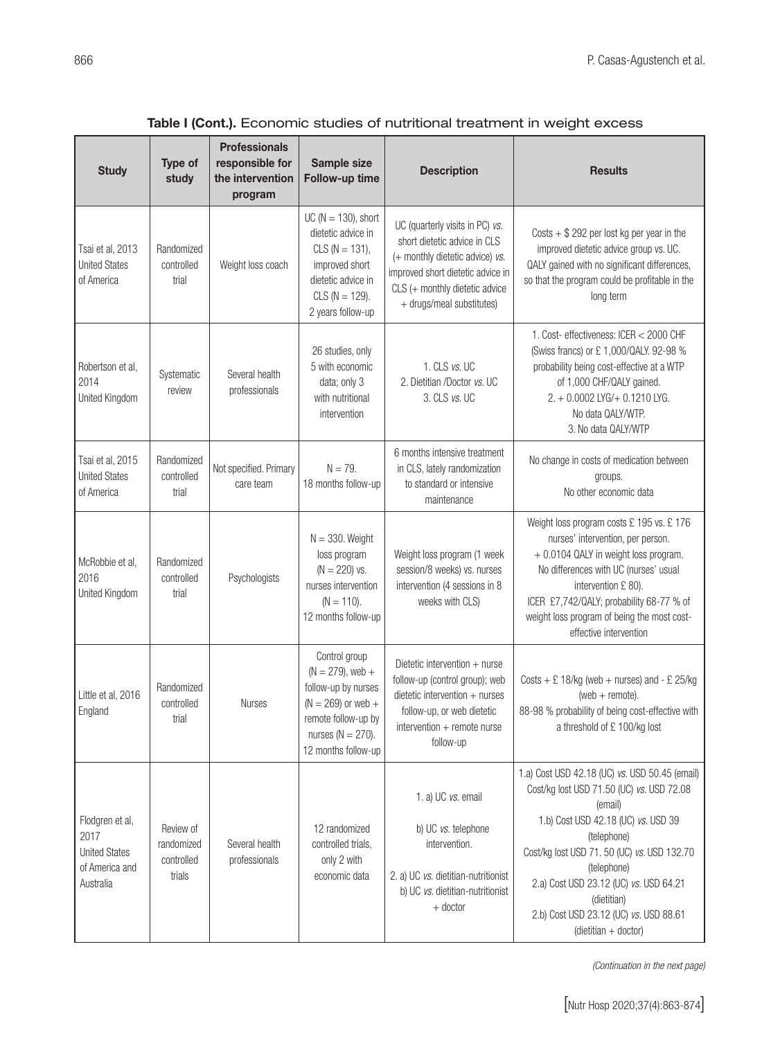**Table I (Cont.).** Economic studies of nutritional treatment in weight excess

| Study | Type of study | Professionals responsible for the intervention program | Sample size Follow-up time | Description | Results |
|---|---|---|---|---|---|
| Tsai et al, 2013 United States of America | Randomized controlled trial | Weight loss coach | UC (N = 130), short dietetic advice in CLS (N = 131), improved short dietetic advice in CLS (N = 129). 2 years follow-up | UC (quarterly visits in PC) *vs.* short dietetic advice in CLS (+ monthly dietetic advice) *vs.* improved short dietetic advice in CLS (+ monthly dietetic advice + drugs/meal substitutes) | Costs + $ 292 per lost kg per year in the improved dietetic advice group vs. UC. QALY gained with no significant differences, so that the program could be profitable in the long term |
| Robertson et al, 2014 United Kingdom | Systematic review | Several health professionals | 26 studies, only 5 with economic data; only 3 with nutritional intervention | 1. CLS *vs.* UC<br>2. Dietitian /Doctor *vs.* UC<br>3. CLS *vs.* UC | 1. Cost- effectiveness: ICER < 2000 CHF (Swiss francs) or £ 1,000/QALY. 92-98 % probability being cost-effective at a WTP of 1,000 CHF/QALY gained.<br>2. + 0.0002 LYG/+ 0.1210 LYG. No data QALY/WTP.<br>3. No data QALY/WTP |
| Tsai et al, 2015 United States of America | Randomized controlled trial | Not specified. Primary care team | N = 79. 18 months follow-up | 6 months intensive treatment in CLS, lately randomization to standard or intensive maintenance | No change in costs of medication between groups. No other economic data |
| McRobbie et al, 2016 United Kingdom | Randomized controlled trial | Psychologists | N = 330. Weight loss program (N = 220) vs. nurses intervention (N = 110). 12 months follow-up | Weight loss program (1 week session/8 weeks) vs. nurses intervention (4 sessions in 8 weeks with CLS) | Weight loss program costs £ 195 vs. £ 176 nurses' intervention, per person. + 0.0104 QALY in weight loss program. No differences with UC (nurses' usual intervention £ 80). ICER £7,742/QALY; probability 68-77 % of weight loss program of being the most cost-effective intervention |
| Little et al, 2016 England | Randomized controlled trial | Nurses | Control group (N = 279), web + follow-up by nurses (N = 269) or web + remote follow-up by nurses (N = 270). 12 months follow-up | Dietetic intervention + nurse follow-up (control group); web dietetic intervention + nurses follow-up, or web dietetic intervention + remote nurse follow-up | Costs + £ 18/kg (web + nurses) and - £ 25/kg (web + remote). 88-98 % probability of being cost-effective with a threshold of £ 100/kg lost |
| Flodgren et al, 2017 United States of America and Australia | Review of randomized controlled trials | Several health professionals | 12 randomized controlled trials, only 2 with economic data | 1. a) UC *vs.* email<br>b) UC *vs.* telephone intervention.<br>2. a) UC *vs.* dietitian-nutritionist<br>b) UC *vs.* dietitian-nutritionist + doctor | 1.a) Cost USD 42.18 (UC) *vs.* USD 50.45 (email) Cost/kg lost USD 71.50 (UC) *vs.* USD 72.08 (email)<br>1.b) Cost USD 42.18 (UC) *vs.* USD 39 (telephone) Cost/kg lost USD 71. 50 (UC) *vs.* USD 132.70 (telephone)<br>2.a) Cost USD 23.12 (UC) *vs.* USD 64.21 (dietitian)<br>2.b) Cost USD 23.12 (UC) *vs.* USD 88.61 (dietitian + doctor) |

*(Continuation in the next page)*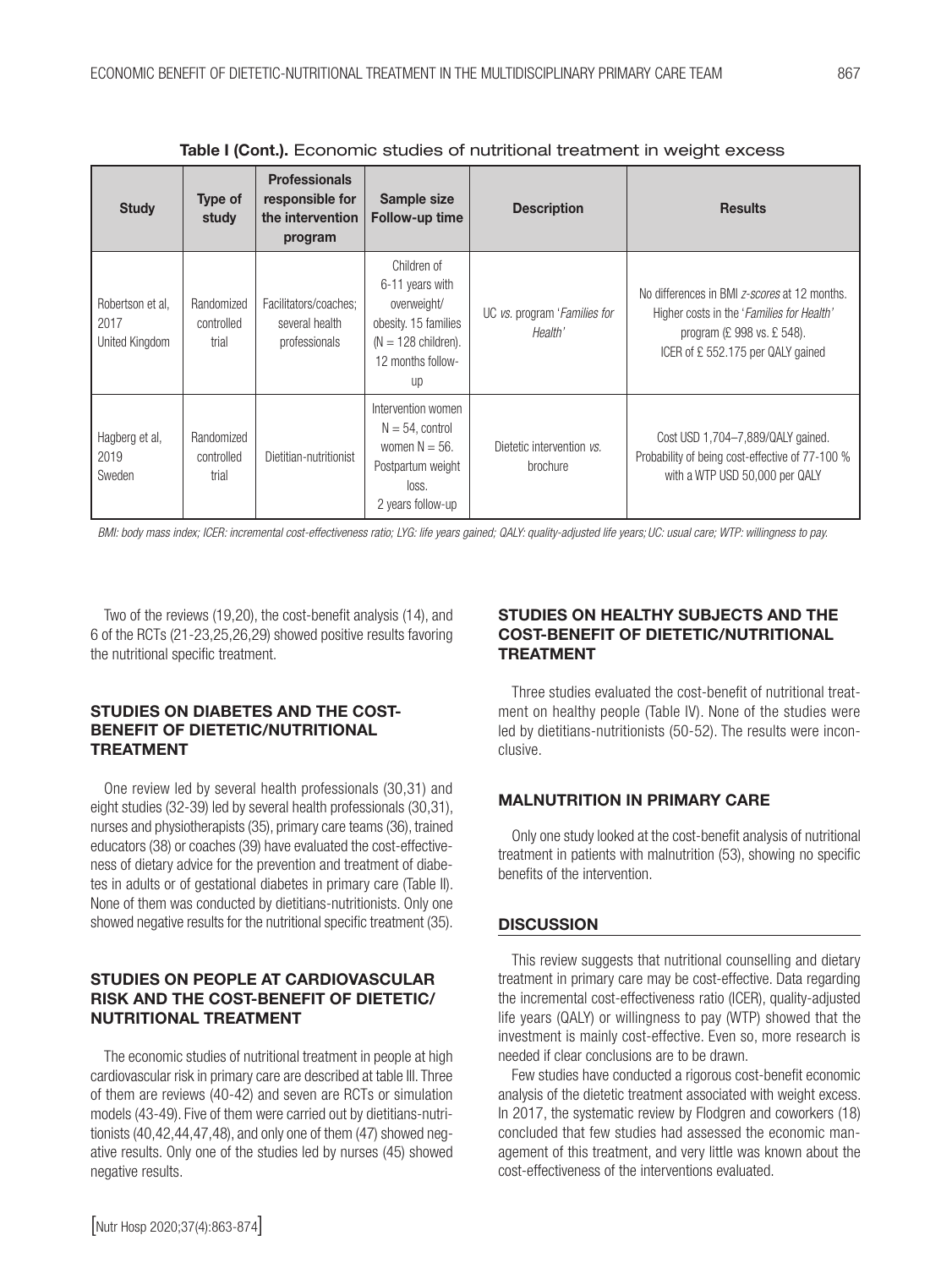**Table I (Cont.).** Economic studies of nutritional treatment in weight excess

| Study | Type of study | Professionals responsible for the intervention program | Sample size Follow-up time | Description | Results |
|---|---|---|---|---|---|
| Robertson et al, 2017 United Kingdom | Randomized controlled trial | Facilitators/coaches; several health professionals | Children of 6-11 years with overweight/ obesity. 15 families (N = 128 children). 12 months follow-up | UC *vs.* program '*Families for Health*' | No differences in BMI *z-scores* at 12 months. Higher costs in the '*Families for Health*' program (£ 998 vs. £ 548). ICER of £ 552.175 per QALY gained |
| Hagberg et al, 2019 Sweden | Randomized controlled trial | Dietitian-nutritionist | Intervention women N = 54, control women N = 56. Postpartum weight loss. 2 years follow-up | Dietetic intervention *vs.* brochure | Cost USD 1,704–7,889/QALY gained. Probability of being cost-effective of 77-100 % with a WTP USD 50,000 per QALY |

*BMI: body mass index; ICER: incremental cost-effectiveness ratio; LYG: life years gained; QALY: quality-adjusted life years; UC: usual care; WTP: willingness to pay.*

Two of the reviews (19,20), the cost-benefit analysis (14), and 6 of the RCTs (21-23,25,26,29) showed positive results favoring the nutritional specific treatment.

## STUDIES ON DIABETES AND THE COST-BENEFIT OF DIETETIC/NUTRITIONAL TREATMENT

One review led by several health professionals (30,31) and eight studies (32-39) led by several health professionals (30,31), nurses and physiotherapists (35), primary care teams (36), trained educators (38) or coaches (39) have evaluated the cost-effectiveness of dietary advice for the prevention and treatment of diabetes in adults or of gestational diabetes in primary care (Table II). None of them was conducted by dietitians-nutritionists. Only one showed negative results for the nutritional specific treatment (35).

## STUDIES ON PEOPLE AT CARDIOVASCULAR RISK AND THE COST-BENEFIT OF DIETETIC/NUTRITIONAL TREATMENT

The economic studies of nutritional treatment in people at high cardiovascular risk in primary care are described at table III. Three of them are reviews (40-42) and seven are RCTs or simulation models (43-49). Five of them were carried out by dietitians-nutritionists (40,42,44,47,48), and only one of them (47) showed negative results. Only one of the studies led by nurses (45) showed negative results.

## STUDIES ON HEALTHY SUBJECTS AND THE COST-BENEFIT OF DIETETIC/NUTRITIONAL TREATMENT

Three studies evaluated the cost-benefit of nutritional treatment on healthy people (Table IV). None of the studies were led by dietitians-nutritionists (50-52). The results were inconclusive.

## MALNUTRITION IN PRIMARY CARE

Only one study looked at the cost-benefit analysis of nutritional treatment in patients with malnutrition (53), showing no specific benefits of the intervention.

## DISCUSSION

This review suggests that nutritional counselling and dietary treatment in primary care may be cost-effective. Data regarding the incremental cost-effectiveness ratio (ICER), quality-adjusted life years (QALY) or willingness to pay (WTP) showed that the investment is mainly cost-effective. Even so, more research is needed if clear conclusions are to be drawn.

Few studies have conducted a rigorous cost-benefit economic analysis of the dietetic treatment associated with weight excess. In 2017, the systematic review by Flodgren and coworkers (18) concluded that few studies had assessed the economic management of this treatment, and very little was known about the cost-effectiveness of the interventions evaluated.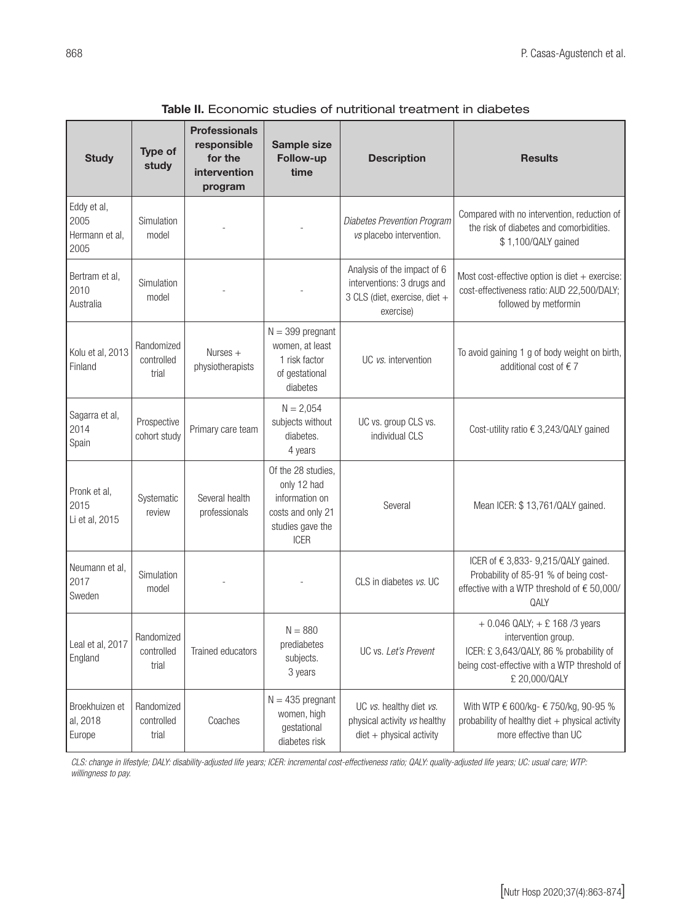**Table II.** Economic studies of nutritional treatment in diabetes

| Study | Type of study | Professionals responsible for the intervention program | Sample size Follow-up time | Description | Results |
|---|---|---|---|---|---|
| Eddy et al, 2005 Hermann et al, 2005 | Simulation model | - | - | *Diabetes Prevention Program vs* placebo intervention. | Compared with no intervention, reduction of the risk of diabetes and comorbidities. $ 1,100/QALY gained |
| Bertram et al, 2010 Australia | Simulation model | - | - | Analysis of the impact of 6 interventions: 3 drugs and 3 CLS (diet, exercise, diet + exercise) | Most cost-effective option is diet + exercise: cost-effectiveness ratio: AUD 22,500/DALY; followed by metformin |
| Kolu et al, 2013 Finland | Randomized controlled trial | Nurses + physiotherapists | N = 399 pregnant women, at least 1 risk factor of gestational diabetes | UC *vs.* intervention | To avoid gaining 1 g of body weight on birth, additional cost of € 7 |
| Sagarra et al, 2014 Spain | Prospective cohort study | Primary care team | N = 2,054 subjects without diabetes. 4 years | UC vs. group CLS vs. individual CLS | Cost-utility ratio € 3,243/QALY gained |
| Pronk et al, 2015 Li et al, 2015 | Systematic review | Several health professionals | Of the 28 studies, only 12 had information on costs and only 21 studies gave the ICER | Several | Mean ICER: $ 13,761/QALY gained. |
| Neumann et al, 2017 Sweden | Simulation model | - | - | CLS in diabetes *vs.* UC | ICER of € 3,833- 9,215/QALY gained. Probability of 85-91 % of being cost-effective with a WTP threshold of € 50,000/QALY |
| Leal et al, 2017 England | Randomized controlled trial | Trained educators | N = 880 prediabetes subjects. 3 years | UC vs. *Let's Prevent* | + 0.046 QALY; + £ 168 /3 years intervention group. ICER: £ 3,643/QALY, 86 % probability of being cost-effective with a WTP threshold of £ 20,000/QALY |
| Broekhuizen et al, 2018 Europe | Randomized controlled trial | Coaches | N = 435 pregnant women, high gestational diabetes risk | UC *vs.* healthy diet *vs.* physical activity *vs* healthy diet + physical activity | With WTP € 600/kg- € 750/kg, 90-95 % probability of healthy diet + physical activity more effective than UC |

*CLS: change in lifestyle; DALY: disability-adjusted life years; ICER: incremental cost-effectiveness ratio; QALY: quality-adjusted life years; UC: usual care; WTP: willingness to pay.*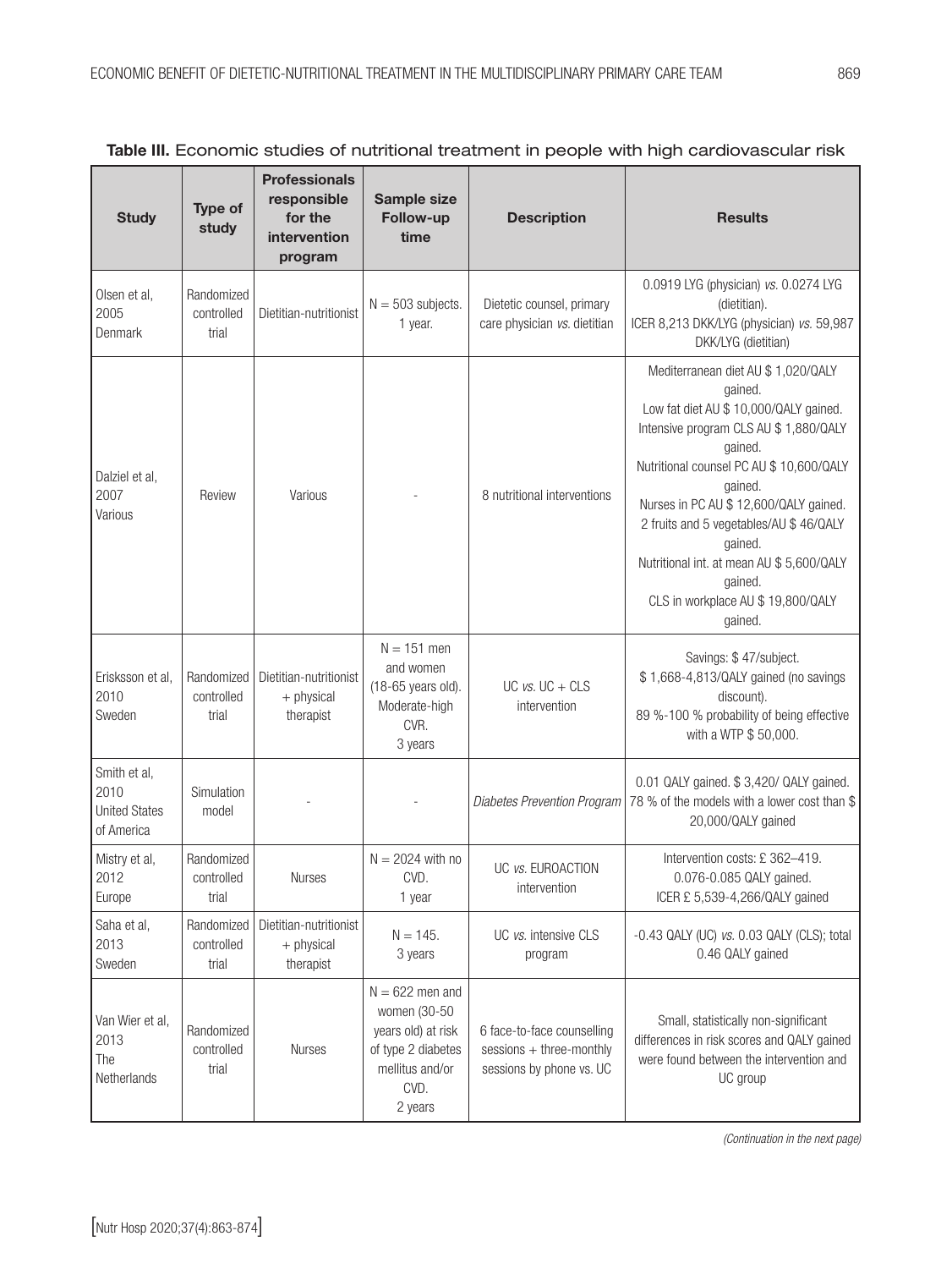**Table III.** Economic studies of nutritional treatment in people with high cardiovascular risk

| Study | Type of study | Professionals responsible for the intervention program | Sample size Follow-up time | Description | Results |
|---|---|---|---|---|---|
| Olsen et al, 2005 Denmark | Randomized controlled trial | Dietitian-nutritionist | N = 503 subjects. 1 year. | Dietetic counsel, primary care physician *vs.* dietitian | 0.0919 LYG (physician) *vs.* 0.0274 LYG (dietitian). ICER 8,213 DKK/LYG (physician) *vs.* 59,987 DKK/LYG (dietitian) |
| Dalziel et al, 2007 Various | Review | Various | - | 8 nutritional interventions | Mediterranean diet AU $ 1,020/QALY gained. Low fat diet AU $ 10,000/QALY gained. Intensive program CLS AU $ 1,880/QALY gained. Nutritional counsel PC AU $ 10,600/QALY gained. Nurses in PC AU $ 12,600/QALY gained. 2 fruits and 5 vegetables/AU $ 46/QALY gained. Nutritional int. at mean AU $ 5,600/QALY gained. CLS in workplace AU $ 19,800/QALY gained. |
| Erisksson et al, 2010 Sweden | Randomized controlled trial | Dietitian-nutritionist + physical therapist | N = 151 men and women (18-65 years old). Moderate-high CVR. 3 years | UC *vs.* UC + CLS intervention | Savings: $ 47/subject. $ 1,668-4,813/QALY gained (no savings discount). 89 %-100 % probability of being effective with a WTP $ 50,000. |
| Smith et al, 2010 United States of America | Simulation model | - | - | *Diabetes Prevention Program* | 0.01 QALY gained. $ 3,420/ QALY gained. 78 % of the models with a lower cost than $ 20,000/QALY gained |
| Mistry et al, 2012 Europe | Randomized controlled trial | Nurses | N = 2024 with no CVD. 1 year | UC *vs.* EUROACTION intervention | Intervention costs: £ 362–419. 0.076-0.085 QALY gained. ICER £ 5,539-4,266/QALY gained |
| Saha et al, 2013 Sweden | Randomized controlled trial | Dietitian-nutritionist + physical therapist | N = 145. 3 years | UC *vs.* intensive CLS program | -0.43 QALY (UC) *vs.* 0.03 QALY (CLS); total 0.46 QALY gained |
| Van Wier et al, 2013 The Netherlands | Randomized controlled trial | Nurses | N = 622 men and women (30-50 years old) at risk of type 2 diabetes mellitus and/or CVD. 2 years | 6 face-to-face counselling sessions + three-monthly sessions by phone vs. UC | Small, statistically non-significant differences in risk scores and QALY gained were found between the intervention and UC group |

*(Continuation in the next page)*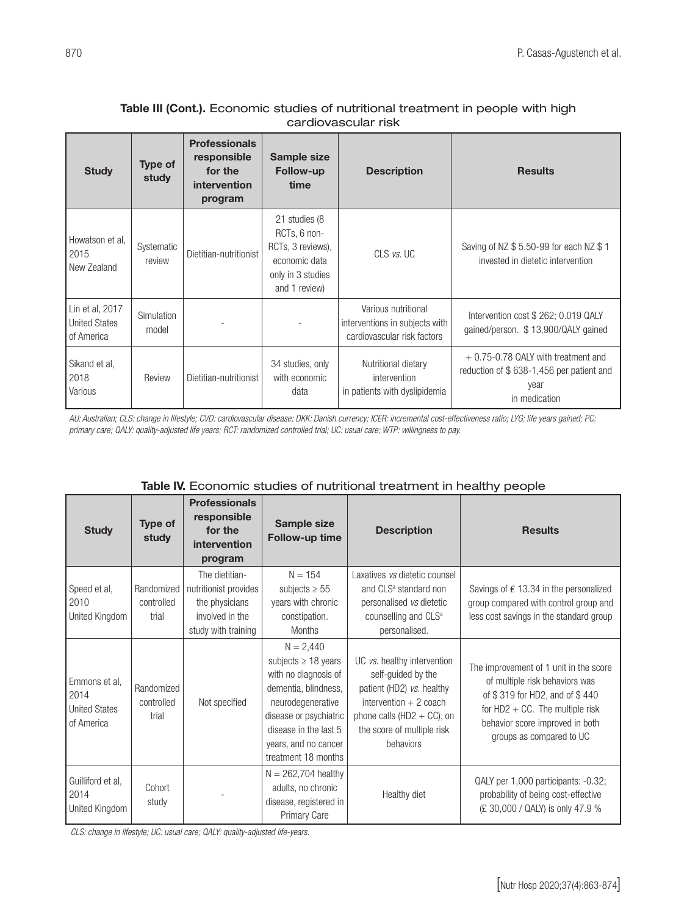**Table III (Cont.).** Economic studies of nutritional treatment in people with high cardiovascular risk

| Study | Type of study | Professionals responsible for the intervention program | Sample size Follow-up time | Description | Results |
|---|---|---|---|---|---|
| Howatson et al, 2015 New Zealand | Systematic review | Dietitian-nutritionist | 21 studies (8 RCTs, 6 non-RCTs, 3 reviews), economic data only in 3 studies and 1 review) | CLS *vs.* UC | Saving of NZ $ 5.50-99 for each NZ $ 1 invested in dietetic intervention |
| Lin et al, 2017 United States of America | Simulation model | - | - | Various nutritional interventions in subjects with cardiovascular risk factors | Intervention cost $ 262; 0.019 QALY gained/person. $ 13,900/QALY gained |
| Sikand et al, 2018 Various | Review | Dietitian-nutritionist | 34 studies, only with economic data | Nutritional dietary intervention in patients with dyslipidemia | + 0.75-0.78 QALY with treatment and reduction of $ 638-1,456 per patient and year in medication |

*AU: Australian; CLS: change in lifestyle; CVD: cardiovascular disease; DKK: Danish currency; ICER: incremental cost-effectiveness ratio; LYG: life years gained; PC: primary care; QALY: quality-adjusted life years; RCT: randomized controlled trial; UC: usual care; WTP: willingness to pay.*

**Table IV.** Economic studies of nutritional treatment in healthy people

| Study | Type of study | Professionals responsible for the intervention program | Sample size Follow-up time | Description | Results |
|---|---|---|---|---|---|
| Speed et al, 2010 United Kingdom | Randomized controlled trial | The dietitian-nutritionist provides the physicians involved in the study with training | N = 154 subjects ≥ 55 years with chronic constipation. Months | Laxatives *vs* dietetic counsel and CLS[a] standard non personalised *vs* dietetic counselling and CLS[a] personalised. | Savings of £ 13.34 in the personalized group compared with control group and less cost savings in the standard group |
| Emmons et al, 2014 United States of America | Randomized controlled trial | Not specified | N = 2,440 subjects ≥ 18 years with no diagnosis of dementia, blindness, neurodegenerative disease or psychiatric disease in the last 5 years, and no cancer treatment 18 months | UC *vs.* healthy intervention self-guided by the patient (HD2) *vs.* healthy intervention + 2 coach phone calls (HD2 + CC), on the score of multiple risk behaviors | The improvement of 1 unit in the score of multiple risk behaviors was of $ 319 for HD2, and of $ 440 for HD2 + CC. The multiple risk behavior score improved in both groups as compared to UC |
| Guilliford et al, 2014 United Kingdom | Cohort study | - | N = 262,704 healthy adults, no chronic disease, registered in Primary Care | Healthy diet | QALY per 1,000 participants: -0.32; probability of being cost-effective (£ 30,000 / QALY) is only 47.9 % |

*CLS: change in lifestyle; UC: usual care; QALY: quality-adjusted life-years.*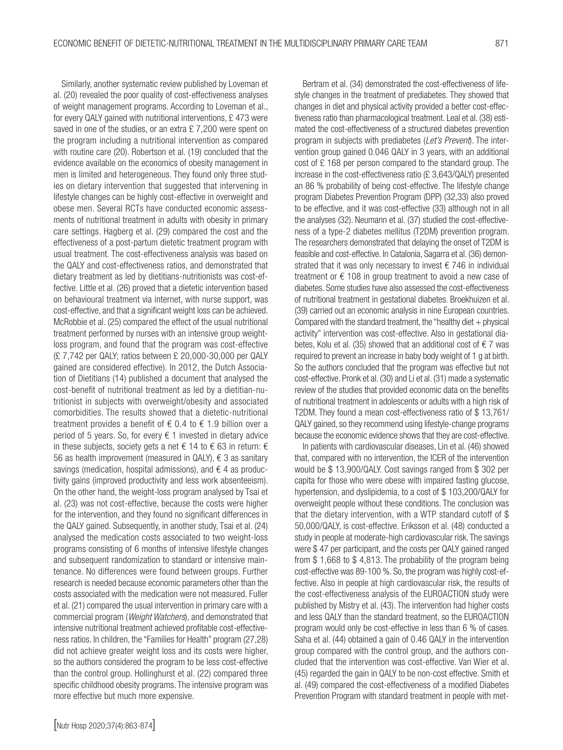Similarly, another systematic review published by Loveman et al. (20) revealed the poor quality of cost-effectiveness analyses of weight management programs. According to Loveman et al., for every QALY gained with nutritional interventions, £ 473 were saved in one of the studies, or an extra £ 7,200 were spent on the program including a nutritional intervention as compared with routine care (20). Robertson et al. (19) concluded that the evidence available on the economics of obesity management in men is limited and heterogeneous. They found only three studies on dietary intervention that suggested that intervening in lifestyle changes can be highly cost-effective in overweight and obese men. Several RCTs have conducted economic assessments of nutritional treatment in adults with obesity in primary care settings. Hagberg et al. (29) compared the cost and the effectiveness of a post-partum dietetic treatment program with usual treatment. The cost-effectiveness analysis was based on the QALY and cost-effectiveness ratios, and demonstrated that dietary treatment as led by dietitians-nutritionists was cost-effective. Little et al. (26) proved that a dietetic intervention based on behavioural treatment via internet, with nurse support, was cost-effective, and that a significant weight loss can be achieved. McRobbie et al. (25) compared the effect of the usual nutritional treatment performed by nurses with an intensive group weight-loss program, and found that the program was cost-effective (£ 7,742 per QALY; ratios between £ 20,000-30,000 per QALY gained are considered effective). In 2012, the Dutch Association of Dietitians (14) published a document that analysed the cost-benefit of nutritional treatment as led by a dietitian-nutritionist in subjects with overweight/obesity and associated comorbidities. The results showed that a dietetic-nutritional treatment provides a benefit of € 0.4 to € 1.9 billion over a period of 5 years. So, for every € 1 invested in dietary advice in these subjects, society gets a net € 14 to € 63 in return: € 56 as health improvement (measured in QALY), € 3 as sanitary savings (medication, hospital admissions), and € 4 as productivity gains (improved productivity and less work absenteeism). On the other hand, the weight-loss program analysed by Tsai et al. (23) was not cost-effective, because the costs were higher for the intervention, and they found no significant differences in the QALY gained. Subsequently, in another study, Tsai et al. (24) analysed the medication costs associated to two weight-loss programs consisting of 6 months of intensive lifestyle changes and subsequent randomization to standard or intensive maintenance. No differences were found between groups. Further research is needed because economic parameters other than the costs associated with the medication were not measured. Fuller et al. (21) compared the usual intervention in primary care with a commercial program (*Weight Watchers*), and demonstrated that intensive nutritional treatment achieved profitable cost-effectiveness ratios. In children, the "Families for Health" program (27,28) did not achieve greater weight loss and its costs were higher, so the authors considered the program to be less cost-effective than the control group. Hollinghurst et al. (22) compared three specific childhood obesity programs. The intensive program was more effective but much more expensive.

Bertram et al. (34) demonstrated the cost-effectiveness of lifestyle changes in the treatment of prediabetes. They showed that changes in diet and physical activity provided a better cost-effectiveness ratio than pharmacological treatment. Leal et al. (38) estimated the cost-effectiveness of a structured diabetes prevention program in subjects with prediabetes (*Let's Prevent*). The intervention group gained 0.046 QALY in 3 years, with an additional cost of £ 168 per person compared to the standard group. The increase in the cost-effectiveness ratio (£ 3,643/QALY) presented an 86 % probability of being cost-effective. The lifestyle change program Diabetes Prevention Program (DPP) (32,33) also proved to be effective, and it was cost-effective (33) although not in all the analyses (32). Neumann et al. (37) studied the cost-effectiveness of a type-2 diabetes mellitus (T2DM) prevention program. The researchers demonstrated that delaying the onset of T2DM is feasible and cost-effective. In Catalonia, Sagarra et al. (36) demonstrated that it was only necessary to invest € 746 in individual treatment or € 108 in group treatment to avoid a new case of diabetes. Some studies have also assessed the cost-effectiveness of nutritional treatment in gestational diabetes. Broekhuizen et al. (39) carried out an economic analysis in nine European countries. Compared with the standard treatment, the "healthy diet + physical activity" intervention was cost-effective. Also in gestational diabetes, Kolu et al. (35) showed that an additional cost of € 7 was required to prevent an increase in baby body weight of 1 g at birth. So the authors concluded that the program was effective but not cost-effective. Pronk et al. (30) and Li et al. (31) made a systematic review of the studies that provided economic data on the benefits of nutritional treatment in adolescents or adults with a high risk of T2DM. They found a mean cost-effectiveness ratio of $ 13,761/QALY gained, so they recommend using lifestyle-change programs because the economic evidence shows that they are cost-effective.

In patients with cardiovascular diseases, Lin et al. (46) showed that, compared with no intervention, the ICER of the intervention would be $ 13,900/QALY. Cost savings ranged from $ 302 per capita for those who were obese with impaired fasting glucose, hypertension, and dyslipidemia, to a cost of $ 103,200/QALY for overweight people without these conditions. The conclusion was that the dietary intervention, with a WTP standard cutoff of $ 50,000/QALY, is cost-effective. Eriksson et al. (48) conducted a study in people at moderate-high cardiovascular risk. The savings were $ 47 per participant, and the costs per QALY gained ranged from $ 1,668 to $ 4,813. The probability of the program being cost-effective was 89-100 %. So, the program was highly cost-effective. Also in people at high cardiovascular risk, the results of the cost-effectiveness analysis of the EUROACTION study were published by Mistry et al. (43). The intervention had higher costs and less QALY than the standard treatment, so the EUROACTION program would only be cost-effective in less than 6 % of cases. Saha et al. (44) obtained a gain of 0.46 QALY in the intervention group compared with the control group, and the authors concluded that the intervention was cost-effective. Van Wier et al. (45) regarded the gain in QALY to be non-cost effective. Smith et al. (49) compared the cost-effectiveness of a modified Diabetes Prevention Program with standard treatment in people with met-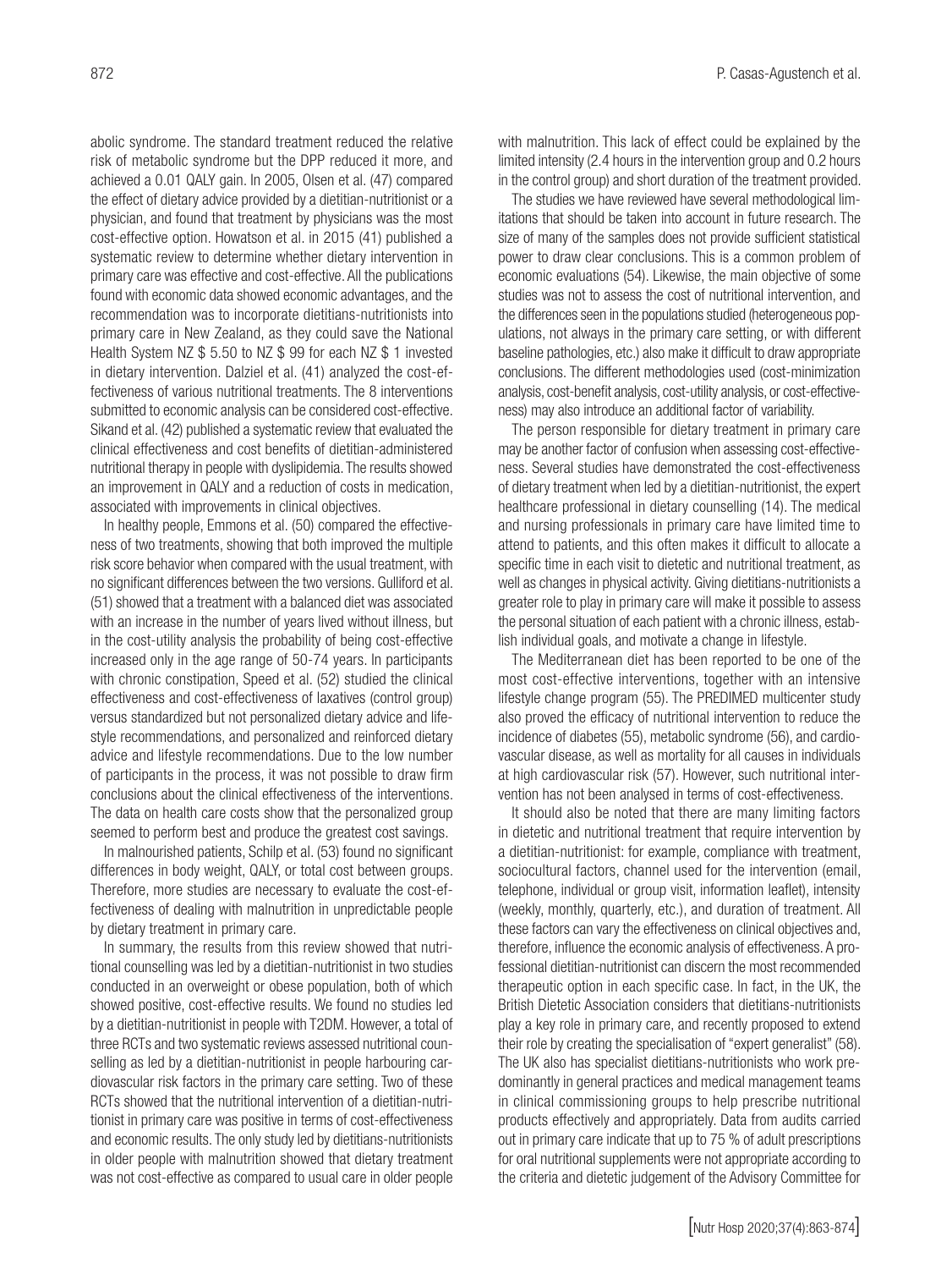abolic syndrome. The standard treatment reduced the relative risk of metabolic syndrome but the DPP reduced it more, and achieved a 0.01 QALY gain. In 2005, Olsen et al. (47) compared the effect of dietary advice provided by a dietitian-nutritionist or a physician, and found that treatment by physicians was the most cost-effective option. Howatson et al. in 2015 (41) published a systematic review to determine whether dietary intervention in primary care was effective and cost-effective. All the publications found with economic data showed economic advantages, and the recommendation was to incorporate dietitians-nutritionists into primary care in New Zealand, as they could save the National Health System NZ $ 5.50 to NZ $ 99 for each NZ $ 1 invested in dietary intervention. Dalziel et al. (41) analyzed the cost-effectiveness of various nutritional treatments. The 8 interventions submitted to economic analysis can be considered cost-effective. Sikand et al. (42) published a systematic review that evaluated the clinical effectiveness and cost benefits of dietitian-administered nutritional therapy in people with dyslipidemia. The results showed an improvement in QALY and a reduction of costs in medication, associated with improvements in clinical objectives.

In healthy people, Emmons et al. (50) compared the effectiveness of two treatments, showing that both improved the multiple risk score behavior when compared with the usual treatment, with no significant differences between the two versions. Gulliford et al. (51) showed that a treatment with a balanced diet was associated with an increase in the number of years lived without illness, but in the cost-utility analysis the probability of being cost-effective increased only in the age range of 50-74 years. In participants with chronic constipation, Speed et al. (52) studied the clinical effectiveness and cost-effectiveness of laxatives (control group) versus standardized but not personalized dietary advice and lifestyle recommendations, and personalized and reinforced dietary advice and lifestyle recommendations. Due to the low number of participants in the process, it was not possible to draw firm conclusions about the clinical effectiveness of the interventions. The data on health care costs show that the personalized group seemed to perform best and produce the greatest cost savings.

In malnourished patients, Schilp et al. (53) found no significant differences in body weight, QALY, or total cost between groups. Therefore, more studies are necessary to evaluate the cost-effectiveness of dealing with malnutrition in unpredictable people by dietary treatment in primary care.

In summary, the results from this review showed that nutritional counselling was led by a dietitian-nutritionist in two studies conducted in an overweight or obese population, both of which showed positive, cost-effective results. We found no studies led by a dietitian-nutritionist in people with T2DM. However, a total of three RCTs and two systematic reviews assessed nutritional counselling as led by a dietitian-nutritionist in people harbouring cardiovascular risk factors in the primary care setting. Two of these RCTs showed that the nutritional intervention of a dietitian-nutritionist in primary care was positive in terms of cost-effectiveness and economic results. The only study led by dietitians-nutritionists in older people with malnutrition showed that dietary treatment was not cost-effective as compared to usual care in older people with malnutrition. This lack of effect could be explained by the limited intensity (2.4 hours in the intervention group and 0.2 hours in the control group) and short duration of the treatment provided.

The studies we have reviewed have several methodological limitations that should be taken into account in future research. The size of many of the samples does not provide sufficient statistical power to draw clear conclusions. This is a common problem of economic evaluations (54). Likewise, the main objective of some studies was not to assess the cost of nutritional intervention, and the differences seen in the populations studied (heterogeneous populations, not always in the primary care setting, or with different baseline pathologies, etc.) also make it difficult to draw appropriate conclusions. The different methodologies used (cost-minimization analysis, cost-benefit analysis, cost-utility analysis, or cost-effectiveness) may also introduce an additional factor of variability.

The person responsible for dietary treatment in primary care may be another factor of confusion when assessing cost-effectiveness. Several studies have demonstrated the cost-effectiveness of dietary treatment when led by a dietitian-nutritionist, the expert healthcare professional in dietary counselling (14). The medical and nursing professionals in primary care have limited time to attend to patients, and this often makes it difficult to allocate a specific time in each visit to dietetic and nutritional treatment, as well as changes in physical activity. Giving dietitians-nutritionists a greater role to play in primary care will make it possible to assess the personal situation of each patient with a chronic illness, establish individual goals, and motivate a change in lifestyle.

The Mediterranean diet has been reported to be one of the most cost-effective interventions, together with an intensive lifestyle change program (55). The PREDIMED multicenter study also proved the efficacy of nutritional intervention to reduce the incidence of diabetes (55), metabolic syndrome (56), and cardiovascular disease, as well as mortality for all causes in individuals at high cardiovascular risk (57). However, such nutritional intervention has not been analysed in terms of cost-effectiveness.

It should also be noted that there are many limiting factors in dietetic and nutritional treatment that require intervention by a dietitian-nutritionist: for example, compliance with treatment, sociocultural factors, channel used for the intervention (email, telephone, individual or group visit, information leaflet), intensity (weekly, monthly, quarterly, etc.), and duration of treatment. All these factors can vary the effectiveness on clinical objectives and, therefore, influence the economic analysis of effectiveness. A professional dietitian-nutritionist can discern the most recommended therapeutic option in each specific case. In fact, in the UK, the British Dietetic Association considers that dietitians-nutritionists play a key role in primary care, and recently proposed to extend their role by creating the specialisation of "expert generalist" (58). The UK also has specialist dietitians-nutritionists who work predominantly in general practices and medical management teams in clinical commissioning groups to help prescribe nutritional products effectively and appropriately. Data from audits carried out in primary care indicate that up to 75 % of adult prescriptions for oral nutritional supplements were not appropriate according to the criteria and dietetic judgement of the Advisory Committee for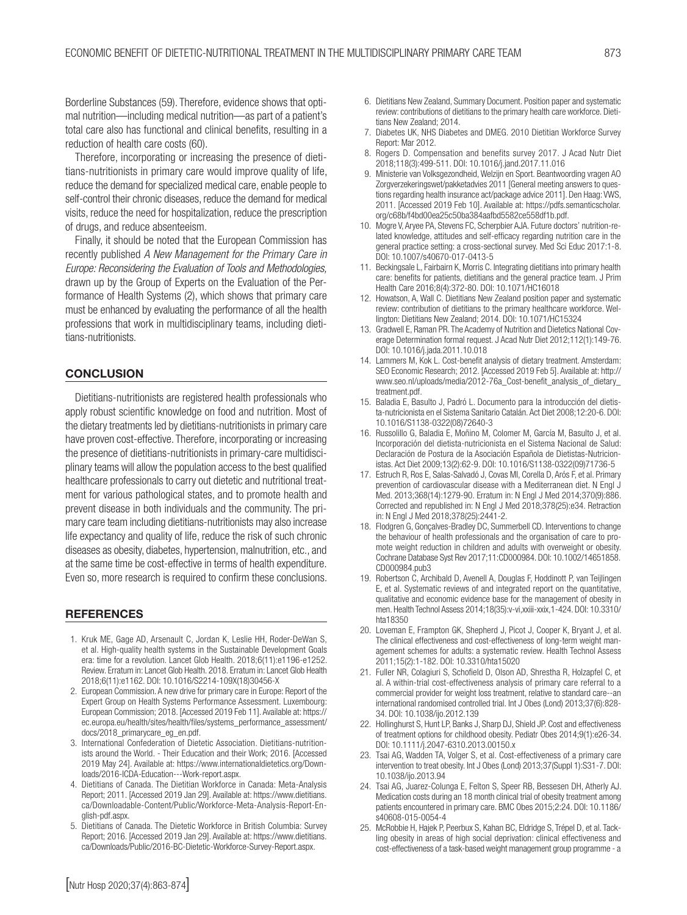Borderline Substances (59). Therefore, evidence shows that optimal nutrition—including medical nutrition—as part of a patient's total care also has functional and clinical benefits, resulting in a reduction of health care costs (60).

Therefore, incorporating or increasing the presence of dietitians-nutritionists in primary care would improve quality of life, reduce the demand for specialized medical care, enable people to self-control their chronic diseases, reduce the demand for medical visits, reduce the need for hospitalization, reduce the prescription of drugs, and reduce absenteeism.

Finally, it should be noted that the European Commission has recently published *A New Management for the Primary Care in Europe: Reconsidering the Evaluation of Tools and Methodologies,* drawn up by the Group of Experts on the Evaluation of the Performance of Health Systems (2), which shows that primary care must be enhanced by evaluating the performance of all the health professions that work in multidisciplinary teams, including dietitians-nutritionists.

## CONCLUSION

Dietitians-nutritionists are registered health professionals who apply robust scientific knowledge on food and nutrition. Most of the dietary treatments led by dietitians-nutritionists in primary care have proven cost-effective. Therefore, incorporating or increasing the presence of dietitians-nutritionists in primary-care multidisciplinary teams will allow the population access to the best qualified healthcare professionals to carry out dietetic and nutritional treatment for various pathological states, and to promote health and prevent disease in both individuals and the community. The primary care team including dietitians-nutritionists may also increase life expectancy and quality of life, reduce the risk of such chronic diseases as obesity, diabetes, hypertension, malnutrition, etc., and at the same time be cost-effective in terms of health expenditure. Even so, more research is required to confirm these conclusions.

## REFERENCES

1. Kruk ME, Gage AD, Arsenault C, Jordan K, Leslie HH, Roder-DeWan S, et al. High-quality health systems in the Sustainable Development Goals era: time for a revolution. Lancet Glob Health. 2018;6(11):e1196-e1252. Review. Erratum in: Lancet Glob Health. 2018. Erratum in: Lancet Glob Health 2018;6(11):e1162. DOI: 10.1016/S2214-109X(18)30456-X
2. European Commission. A new drive for primary care in Europe: Report of the Expert Group on Health Systems Performance Assessment. Luxembourg: European Commission; 2018. [Accessed 2019 Feb 11]. Available at: https://ec.europa.eu/health/sites/health/files/systems_performance_assessment/docs/2018_primarycare_eg_en.pdf.
3. International Confederation of Dietetic Association. Dietitians-nutritionists around the World. - Their Education and their Work; 2016. [Accessed 2019 May 24]. Available at: https://www.internationaldietetics.org/Downloads/2016-ICDA-Education---Work-report.aspx.
4. Dietitians of Canada. The Dietitian Workforce in Canada: Meta-Analysis Report; 2011. [Accessed 2019 Jan 29]. Available at: https://www.dietitians.ca/Downloadable-Content/Public/Workforce-Meta-Analysis-Report-English-pdf.aspx.
5. Dietitians of Canada. The Dietetic Workforce in British Columbia: Survey Report; 2016. [Accessed 2019 Jan 29]. Available at: https://www.dietitians.ca/Downloads/Public/2016-BC-Dietetic-Workforce-Survey-Report.aspx.
6. Dietitians New Zealand, Summary Document. Position paper and systematic review: contributions of dietitians to the primary health care workforce. Dietitians New Zealand; 2014.
7. Diabetes UK, NHS Diabetes and DMEG. 2010 Dietitian Workforce Survey Report: Mar 2012.
8. Rogers D. Compensation and benefits survey 2017. J Acad Nutr Diet 2018;118(3):499-511. DOI: 10.1016/j.jand.2017.11.016
9. Ministerie van Volksgezondheid, Welzijn en Sport. Beantwoording vragen AO Zorgverzekeringswet/pakketadvies 2011 [General meeting answers to questions regarding health insurance act/package advice 2011]. Den Haag: VWS, 2011. [Accessed 2019 Feb 10]. Available at: https://pdfs.semanticscholar.org/c68b/f4bd00ea25c50ba384aafbd5582ce558df1b.pdf.
10. Mogre V, Aryee PA, Stevens FC, Scherpbier AJA. Future doctors' nutrition-related knowledge, attitudes and self-efficacy regarding nutrition care in the general practice setting: a cross-sectional survey. Med Sci Educ 2017:1-8. DOI: 10.1007/s40670-017-0413-5
11. Beckingsale L, Fairbairn K, Morris C. Integrating dietitians into primary health care: benefits for patients, dietitians and the general practice team. J Prim Health Care 2016;8(4):372-80. DOI: 10.1071/HC16018
12. Howatson, A, Wall C. Dietitians New Zealand position paper and systematic review: contribution of dietitians to the primary healthcare workforce. Wellington: Dietitians New Zealand; 2014. DOI: 10.1071/HC15324
13. Gradwell E, Raman PR. The Academy of Nutrition and Dietetics National Coverage Determination formal request. J Acad Nutr Diet 2012;112(1):149-76. DOI: 10.1016/j.jada.2011.10.018
14. Lammers M, Kok L. Cost-benefit analysis of dietary treatment. Amsterdam: SEO Economic Research; 2012. [Accessed 2019 Feb 5]. Available at: http://www.seo.nl/uploads/media/2012-76a_Cost-benefit_analysis_of_dietary_treatment.pdf.
15. Baladia E, Basulto J, Padró L. Documento para la introducción del dietista-nutricionista en el Sistema Sanitario Catalán. Act Diet 2008;12:20-6. DOI: 10.1016/S1138-0322(08)72640-3
16. Russolillo G, Baladia E, Moñino M, Colomer M, García M, Basulto J, et al. Incorporación del dietista-nutricionista en el Sistema Nacional de Salud: Declaración de Postura de la Asociación Española de Dietistas-Nutricionistas. Act Diet 2009;13(2):62-9. DOI: 10.1016/S1138-0322(09)71736-5
17. Estruch R, Ros E, Salas-Salvadó J, Covas MI, Corella D, Arós F, et al. Primary prevention of cardiovascular disease with a Mediterranean diet. N Engl J Med. 2013;368(14):1279-90. Erratum in: N Engl J Med 2014;370(9):886. Corrected and republished in: N Engl J Med 2018;378(25):e34. Retraction in: N Engl J Med 2018;378(25):2441-2.
18. Flodgren G, Gonçalves-Bradley DC, Summerbell CD. Interventions to change the behaviour of health professionals and the organisation of care to promote weight reduction in children and adults with overweight or obesity. Cochrane Database Syst Rev 2017;11:CD000984. DOI: 10.1002/14651858.CD000984.pub3
19. Robertson C, Archibald D, Avenell A, Douglas F, Hoddinott P, van Teijlingen E, et al. Systematic reviews of and integrated report on the quantitative, qualitative and economic evidence base for the management of obesity in men. Health Technol Assess 2014;18(35):v-vi,xxiii-xxix,1-424. DOI: 10.3310/hta18350
20. Loveman E, Frampton GK, Shepherd J, Picot J, Cooper K, Bryant J, et al. The clinical effectiveness and cost-effectiveness of long-term weight management schemes for adults: a systematic review. Health Technol Assess 2011;15(2):1-182. DOI: 10.3310/hta15020
21. Fuller NR, Colagiuri S, Schofield D, Olson AD, Shrestha R, Holzapfel C, et al. A within-trial cost-effectiveness analysis of primary care referral to a commercial provider for weight loss treatment, relative to standard care--an international randomised controlled trial. Int J Obes (Lond) 2013;37(6):828-34. DOI: 10.1038/ijo.2012.139
22. Hollinghurst S, Hunt LP, Banks J, Sharp DJ, Shield JP. Cost and effectiveness of treatment options for childhood obesity. Pediatr Obes 2014;9(1):e26-34. DOI: 10.1111/j.2047-6310.2013.00150.x
23. Tsai AG, Wadden TA, Volger S, et al. Cost-effectiveness of a primary care intervention to treat obesity. Int J Obes (Lond) 2013;37(Suppl 1):S31-7. DOI: 10.1038/ijo.2013.94
24. Tsai AG, Juarez-Colunga E, Felton S, Speer RB, Bessesen DH, Atherly AJ. Medication costs during an 18 month clinical trial of obesity treatment among patients encountered in primary care. BMC Obes 2015;2:24. DOI: 10.1186/s40608-015-0054-4
25. McRobbie H, Hajek P, Peerbux S, Kahan BC, Eldridge S, Trépel D, et al. Tackling obesity in areas of high social deprivation: clinical effectiveness and cost-effectiveness of a task-based weight management group programme - a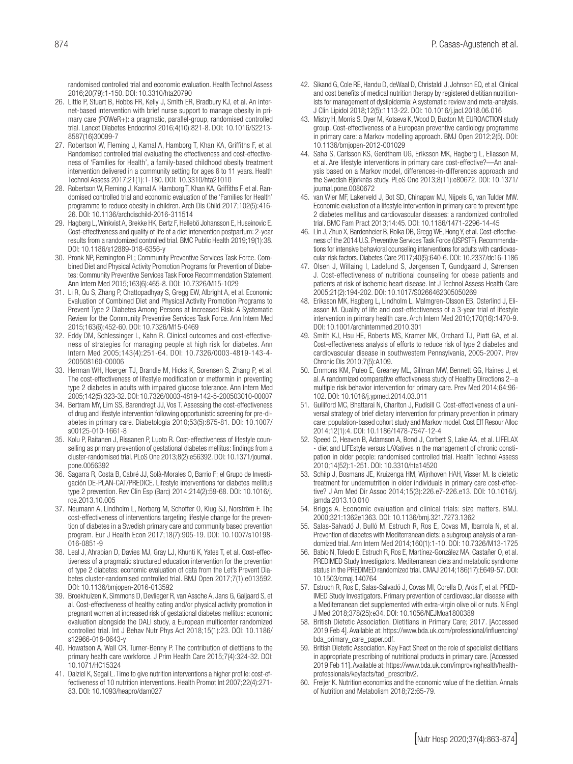randomised controlled trial and economic evaluation. Health Technol Assess 2016;20(79):1-150. DOI: 10.3310/hta20790

26. Little P, Stuart B, Hobbs FR, Kelly J, Smith ER, Bradbury KJ, et al. An internet-based intervention with brief nurse support to manage obesity in primary care (POWeR+): a pragmatic, parallel-group, randomised controlled trial. Lancet Diabetes Endocrinol 2016;4(10):821-8. DOI: 10.1016/S2213-8587(16)30099-7
27. Robertson W, Fleming J, Kamal A, Hamborg T, Khan KA, Griffiths F, et al. Randomised controlled trial evaluating the effectiveness and cost-effectiveness of 'Families for Health', a family-based childhood obesity treatment intervention delivered in a community setting for ages 6 to 11 years. Health Technol Assess 2017;21(1):1-180. DOI: 10.3310/hta21010
28. Robertson W, Fleming J, Kamal A, Hamborg T, Khan KA, Griffiths F, et al. Randomised controlled trial and economic evaluation of the 'Families for Health' programme to reduce obesity in children. Arch Dis Child 2017;102(5):416-26. DOI: 10.1136/archdischild-2016-311514
29. Hagberg L, Winkvist A, Brekke HK, Bertz F, Hellebö Johansson E, Huseinovic E. Cost-effectiveness and quality of life of a diet intervention postpartum: 2-year results from a randomized controlled trial. BMC Public Health 2019;19(1):38. DOI: 10.1186/s12889-018-6356-y
30. Pronk NP, Remington PL; Community Preventive Services Task Force. Combined Diet and Physical Activity Promotion Programs for Prevention of Diabetes: Community Preventive Services Task Force Recommendation Statement. Ann Intern Med 2015;163(6):465-8. DOI: 10.7326/M15-1029
31. Li R, Qu S, Zhang P, Chattopadhyay S, Gregg EW, Albright A, et al. Economic Evaluation of Combined Diet and Physical Activity Promotion Programs to Prevent Type 2 Diabetes Among Persons at Increased Risk: A Systematic Review for the Community Preventive Services Task Force. Ann Intern Med 2015;163(6):452-60. DOI: 10.7326/M15-0469
32. Eddy DM, Schlessinger L, Kahn R. Clinical outcomes and cost-effectiveness of strategies for managing people at high risk for diabetes. Ann Intern Med 2005;143(4):251-64. DOI: 10.7326/0003-4819-143-4-200508160-00006
33. Herman WH, Hoerger TJ, Brandle M, Hicks K, Sorensen S, Zhang P, et al. The cost-effectiveness of lifestyle modification or metformin in preventing type 2 diabetes in adults with impaired glucose tolerance. Ann Intern Med 2005;142(5):323-32. DOI: 10.7326/0003-4819-142-5-200503010-00007
34. Bertram MY, Lim SS, Barendregt JJ, Vos T. Assessing the cost-effectiveness of drug and lifestyle intervention following opportunistic screening for pre-diabetes in primary care. Diabetologia 2010;53(5):875-81. DOI: 10.1007/s00125-010-1661-8
35. Kolu P, Raitanen J, Rissanen P, Luoto R. Cost-effectiveness of lifestyle counselling as primary prevention of gestational diabetes mellitus: findings from a cluster-randomised trial. PLoS One 2013;8(2):e56392. DOI: 10.1371/journal.pone.0056392
36. Sagarra R, Costa B, Cabré JJ, Solà-Morales O, Barrio F; el Grupo de Investigación DE-PLAN-CAT/PREDICE. Lifestyle interventions for diabetes mellitus type 2 prevention. Rev Clin Esp (Barc) 2014;214(2):59-68. DOI: 10.1016/j.rce.2013.10.005
37. Neumann A, Lindholm L, Norberg M, Schoffer O, Klug SJ, Norström F. The cost-effectiveness of interventions targeting lifestyle change for the prevention of diabetes in a Swedish primary care and community based prevention program. Eur J Health Econ 2017;18(7):905-19. DOI: 10.1007/s10198-016-0851-9
38. Leal J, Ahrabian D, Davies MJ, Gray LJ, Khunti K, Yates T, et al. Cost-effectiveness of a pragmatic structured education intervention for the prevention of type 2 diabetes: economic evaluation of data from the Let's Prevent Diabetes cluster-randomised controlled trial. BMJ Open 2017;7(1):e013592. DOI: 10.1136/bmjopen-2016-013592
39. Broekhuizen K, Simmons D, Devlieger R, van Assche A, Jans G, Galjaard S, et al. Cost-effectiveness of healthy eating and/or physical activity promotion in pregnant women at increased risk of gestational diabetes mellitus: economic evaluation alongside the DALI study, a European multicenter randomized controlled trial. Int J Behav Nutr Phys Act 2018;15(1):23. DOI: 10.1186/s12966-018-0643-y
40. Howatson A, Wall CR, Turner-Benny P. The contribution of dietitians to the primary health care workforce. J Prim Health Care 2015;7(4):324-32. DOI: 10.1071/HC15324
41. Dalziel K, Segal L. Time to give nutrition interventions a higher profile: cost-effectiveness of 10 nutrition interventions. Health Promot Int 2007;22(4):271-83. DOI: 10.1093/heapro/dam027
42. Sikand G, Cole RE, Handu D, deWaal D, Christaldi J, Johnson EQ, et al. Clinical and cost benefits of medical nutrition therapy by registered dietitian nutritionists for management of dyslipidemia: A systematic review and meta-analysis. J Clin Lipidol 2018;12(5):1113-22. DOI: 10.1016/j.jacl.2018.06.016
43. Mistry H, Morris S, Dyer M, Kotseva K, Wood D, Buxton M; EUROACTION study group. Cost-effectiveness of a European preventive cardiology programme in primary care: a Markov modelling approach. BMJ Open 2012;2(5). DOI: 10.1136/bmjopen-2012-001029
44. Saha S, Carlsson KS, Gerdtham UG, Eriksson MK, Hagberg L, Eliasson M, et al. Are lifestyle interventions in primary care cost-effective?—An analysis based on a Markov model, differences-in-differences approach and the Swedish Björknäs study. PLoS One 2013;8(11):e80672. DOI: 10.1371/journal.pone.0080672
45. van Wier MF, Lakerveld J, Bot SD, Chinapaw MJ, Nijpels G, van Tulder MW. Economic evaluation of a lifestyle intervention in primary care to prevent type 2 diabetes mellitus and cardiovascular diseases: a randomized controlled trial. BMC Fam Pract 2013;14:45. DOI: 10.1186/1471-2296-14-45
46. Lin J, Zhuo X, Bardenheier B, Rolka DB, Gregg WE, Hong Y, et al. Cost-effectiveness of the 2014 U.S. Preventive Services Task Force (USPSTF). Recommendations for intensive behavioral counseling interventions for adults with cardiovascular risk factors. Diabetes Care 2017;40(5):640-6. DOI: 10.2337/dc16-1186
47. Olsen J, Willaing I, Ladelund S, Jørgensen T, Gundgaard J, Sørensen J. Cost-effectiveness of nutritional counseling for obese patients and patients at risk of ischemic heart disease. Int J Technol Assess Health Care 2005;21(2):194-202. DOI: 10.1017/S0266462305050269
48. Eriksson MK, Hagberg L, Lindholm L, Malmgren-Olsson EB, Osterlind J, Eliasson M. Quality of life and cost-effectiveness of a 3-year trial of lifestyle intervention in primary health care. Arch Intern Med 2010;170(16):1470-9. DOI: 10.1001/archinternmed.2010.301
49. Smith KJ, Hsu HE, Roberts MS, Kramer MK, Orchard TJ, Piatt GA, et al. Cost-effectiveness analysis of efforts to reduce risk of type 2 diabetes and cardiovascular disease in southwestern Pennsylvania, 2005-2007. Prev Chronic Dis 2010;7(5):A109.
50. Emmons KM, Puleo E, Greaney ML, Gillman MW, Bennett GG, Haines J, et al. A randomized comparative effectiveness study of Healthy Directions 2--a multiple risk behavior intervention for primary care. Prev Med 2014;64:96-102. DOI: 10.1016/j.ypmed.2014.03.011
51. Gulliford MC, Bhattarai N, Charlton J, Rudisill C. Cost-effectiveness of a universal strategy of brief dietary intervention for primary prevention in primary care: population-based cohort study and Markov model. Cost Eff Resour Alloc 2014;12(1):4. DOI: 10.1186/1478-7547-12-4
52. Speed C, Heaven B, Adamson A, Bond J, Corbett S, Lake AA, et al. LIFELAX - diet and LIFEstyle versus LAXatives in the management of chronic constipation in older people: randomised controlled trial. Health Technol Assess 2010;14(52):1-251. DOI: 10.3310/hta14520
53. Schilp J, Bosmans JE, Kruizenga HM, Wijnhoven HAH, Visser M. Is dietetic treatment for undernutrition in older individuals in primary care cost-effective? J Am Med Dir Assoc 2014;15(3):226.e7-226.e13. DOI: 10.1016/j.jamda.2013.10.010
54. Briggs A. Economic evaluation and clinical trials: size matters. BMJ. 2000;321:1362e1363. DOI: 10.1136/bmj.321.7273.1362
55. Salas-Salvadó J, Bulló M, Estruch R, Ros E, Covas MI, Ibarrola N, et al. Prevention of diabetes with Mediterranean diets: a subgroup analysis of a randomized trial. Ann Intern Med 2014;160(1):1-10. DOI: 10.7326/M13-1725
56. Babio N, Toledo E, Estruch R, Ros E, Martínez-González MA, Castañer O, et al. PREDIMED Study Investigators. Mediterranean diets and metabolic syndrome status in the PREDIMED randomized trial. CMAJ 2014;186(17):E649-57. DOI: 10.1503/cmaj.140764
57. Estruch R, Ros E, Salas-Salvadó J, Covas MI, Corella D, Arós F, et al. PREDIMED Study Investigators. Primary prevention of cardiovascular disease with a Mediterranean diet supplemented with extra-virgin olive oil or nuts. N Engl J Med 2018;378(25):e34. DOI: 10.1056/NEJMoa1800389
58. British Dietetic Association. Dietitians in Primary Care; 2017. [Accessed 2019 Feb 4]. Available at: https://www.bda.uk.com/professional/influencing/bda_primary_care_paper.pdf.
59. British Dietetic Association. Key Fact Sheet on the role of specialist dietitians in appropriate prescribing of nutritional products in primary care. [Accessed 2019 Feb 11]. Available at: https://www.bda.uk.com/improvinghealth/healthprofessionals/keyfacts/tad_prescribv2.
60. Freijer K. Nutrition economics and the economic value of the dietitian. Annals of Nutrition and Metabolism 2018;72:65-79.